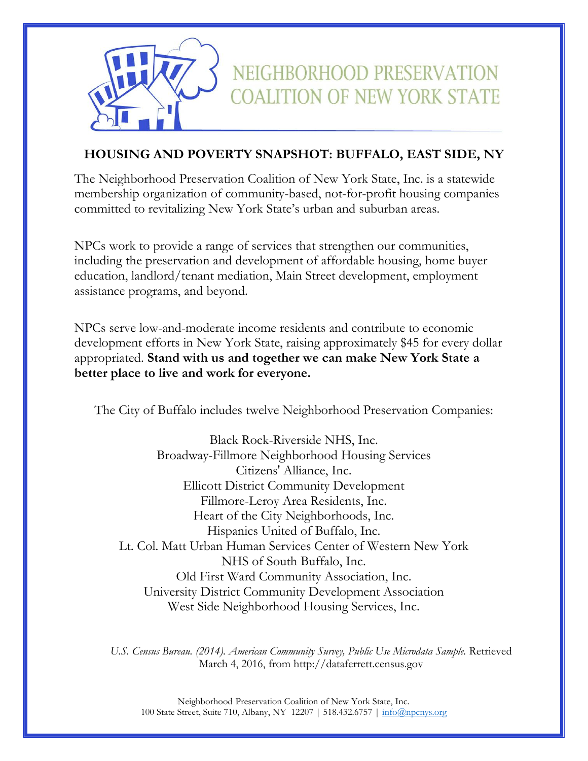# NEIGHBORHOOD PRESERVATION COALITION OF NEW YORK STATE

## HOUSING AND POVERTY SNAPSHOT: BUFFALO, EAST SIDE, NY

The Neighborhood Preservation Coalition of New York State, Inc. is a statewide membership organization of community-based, not-for-profit housing companies committed to revitalizing New York State's urban and suburban areas.

NPCs work to provide a range of services that strengthen our communities, including the preservation and development of affordable housing, home buyer education, landlord/tenant mediation, Main Street development, employment assistance programs, and beyond.

NPCs serve low-and-moderate income residents and contribute to economic development efforts in New York State, raising approximately $45 for every dollar appropriated. **Stand with us and together we can make New York State a better place to live and work for everyone.**

The City of Buffalo includes twelve Neighborhood Preservation Companies:

Black Rock-Riverside NHS, Inc.
Broadway-Fillmore Neighborhood Housing Services
Citizens' Alliance, Inc.
Ellicott District Community Development
Fillmore-Leroy Area Residents, Inc.
Heart of the City Neighborhoods, Inc.
Hispanics United of Buffalo, Inc.
Lt. Col. Matt Urban Human Services Center of Western New York
NHS of South Buffalo, Inc.
Old First Ward Community Association, Inc.
University District Community Development Association
West Side Neighborhood Housing Services, Inc.

*U.S. Census Bureau. (2014). American Community Survey, Public Use Microdata Sample.* Retrieved March 4, 2016, from http://dataferrett.census.gov

Neighborhood Preservation Coalition of New York State, Inc.
100 State Street, Suite 710, Albany, NY 12207 | 518.432.6757 | info@npcnys.org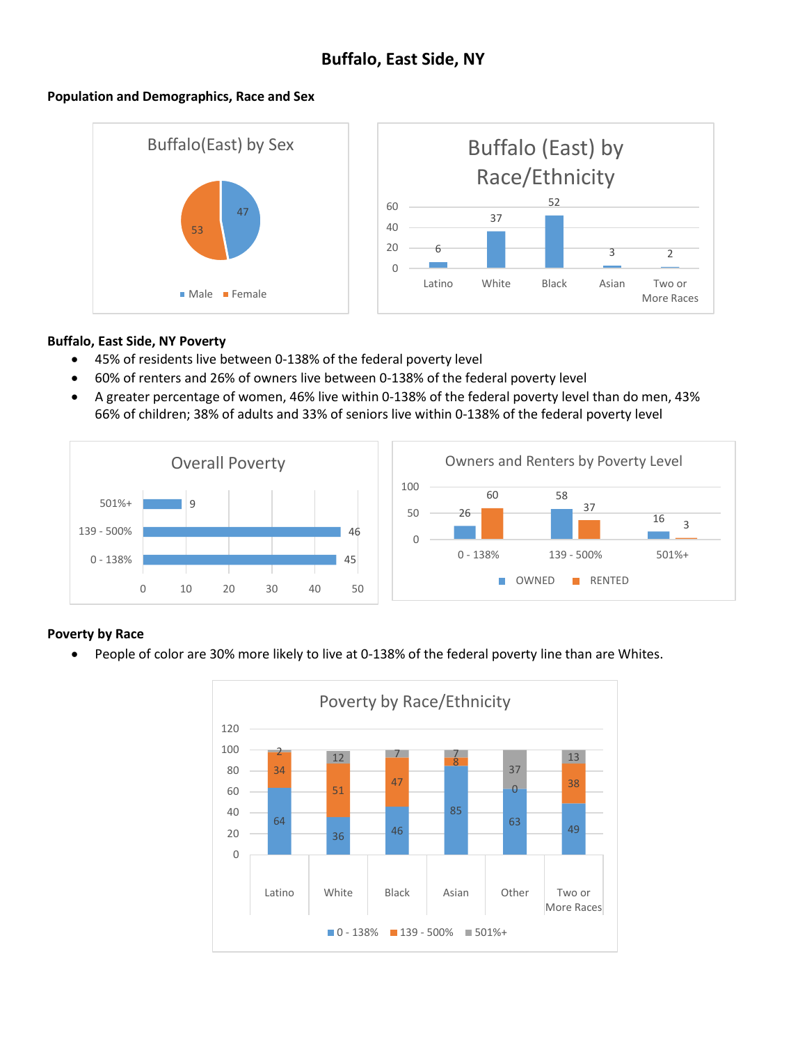# Buffalo, East Side, NY

**Population and Demographics, Race and Sex**

Buffalo(East) by Sex

| Sex | Percent |
|---|---|
| Male | 47 |
| Female | 53 |

Buffalo (East) by Race/Ethnicity

| Latino | White | Black | Asian | Two or More Races |
|---|---|---|---|---|
| 6 | 37 | 52 | 3 | 2 |

**Buffalo, East Side, NY Poverty**

- 45% of residents live between 0-138% of the federal poverty level
- 60% of renters and 26% of owners live between 0-138% of the federal poverty level
- A greater percentage of women, 46% live within 0-138% of the federal poverty level than do men, 43% 66% of children; 38% of adults and 33% of seniors live within 0-138% of the federal poverty level

Overall Poverty

| Poverty Level | Percent |
|---|---|
| 501%+ | 9 |
| 139 - 500% | 46 |
| 0 - 138% | 45 |

Owners and Renters by Poverty Level

| | 0 - 138% | 139 - 500% | 501%+ |
|---|---|---|---|
| OWNED | 26 | 58 | 16 |
| RENTED | 60 | 37 | 3 |

**Poverty by Race**

- People of color are 30% more likely to live at 0-138% of the federal poverty line than are Whites.

Poverty by Race/Ethnicity

| | Latino | White | Black | Asian | Other | Two or More Races |
|---|---|---|---|---|---|---|
| 0 - 138% | 64 | 36 | 46 | 85 | 63 | 49 |
| 139 - 500% | 34 | 51 | 47 | 8 | 0 | 38 |
| 501%+ | 2 | 12 | 7 | 7 | 37 | 13 |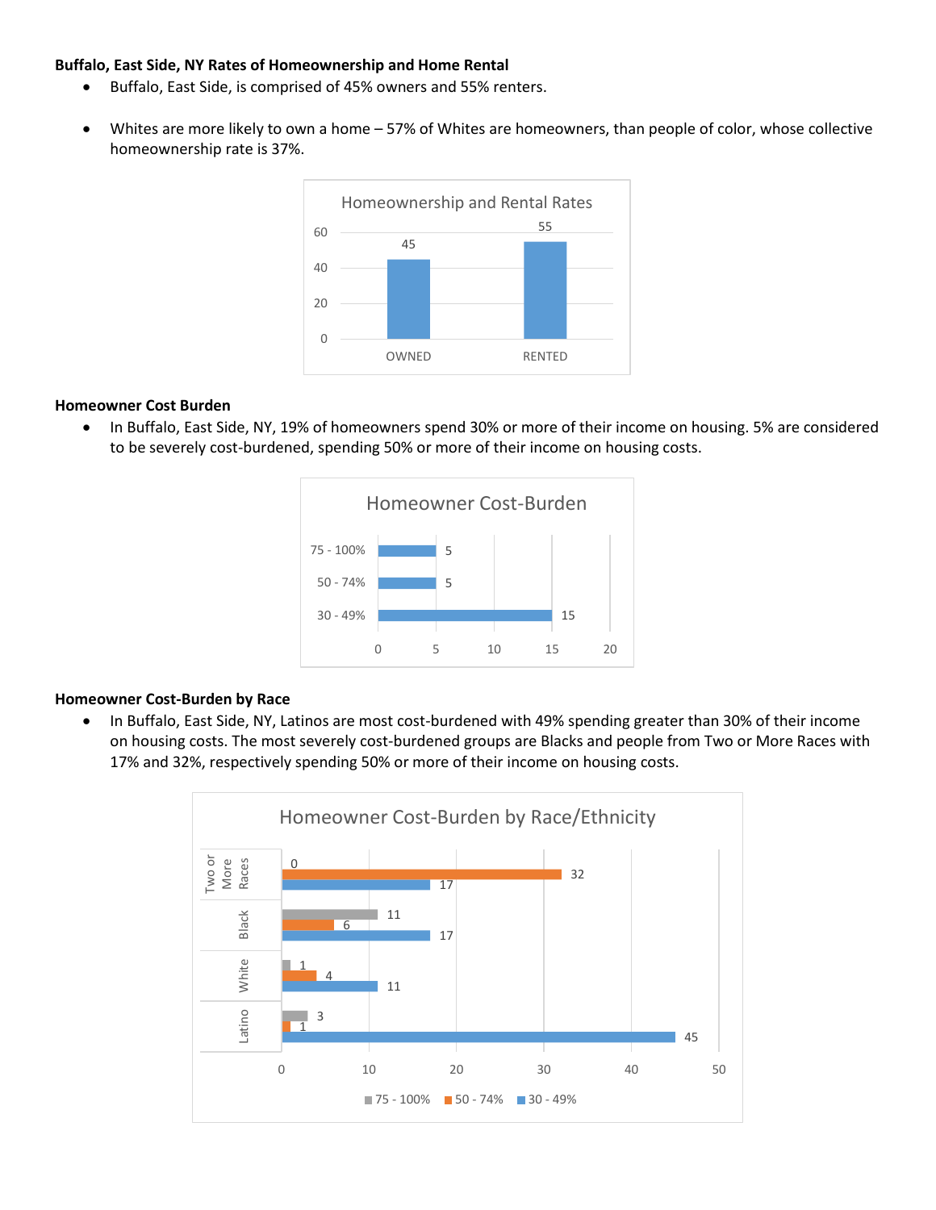**Buffalo, East Side, NY Rates of Homeownership and Home Rental**

- Buffalo, East Side, is comprised of 45% owners and 55% renters.
- Whites are more likely to own a home – 57% of Whites are homeowners, than people of color, whose collective homeownership rate is 37%.

Homeownership and Rental Rates

| | Value |
|---|---|
| OWNED | 45 |
| RENTED | 55 |

**Homeowner Cost Burden**

- In Buffalo, East Side, NY, 19% of homeowners spend 30% or more of their income on housing. 5% are considered to be severely cost-burdened, spending 50% or more of their income on housing costs.

Homeowner Cost-Burden

| | Value |
|---|---|
| 75 - 100% | 5 |
| 50 - 74% | 5 |
| 30 - 49% | 15 |

**Homeowner Cost-Burden by Race**

- In Buffalo, East Side, NY, Latinos are most cost-burdened with 49% spending greater than 30% of their income on housing costs. The most severely cost-burdened groups are Blacks and people from Two or More Races with 17% and 32%, respectively spending 50% or more of their income on housing costs.

Homeowner Cost-Burden by Race/Ethnicity

| | 75 - 100% | 50 - 74% | 30 - 49% |
|---|---|---|---|
| Two or More Races | 0 | 32 | 17 |
| Black | 11 | 6 | 17 |
| White | 1 | 4 | 11 |
| Latino | 3 | 1 | 45 |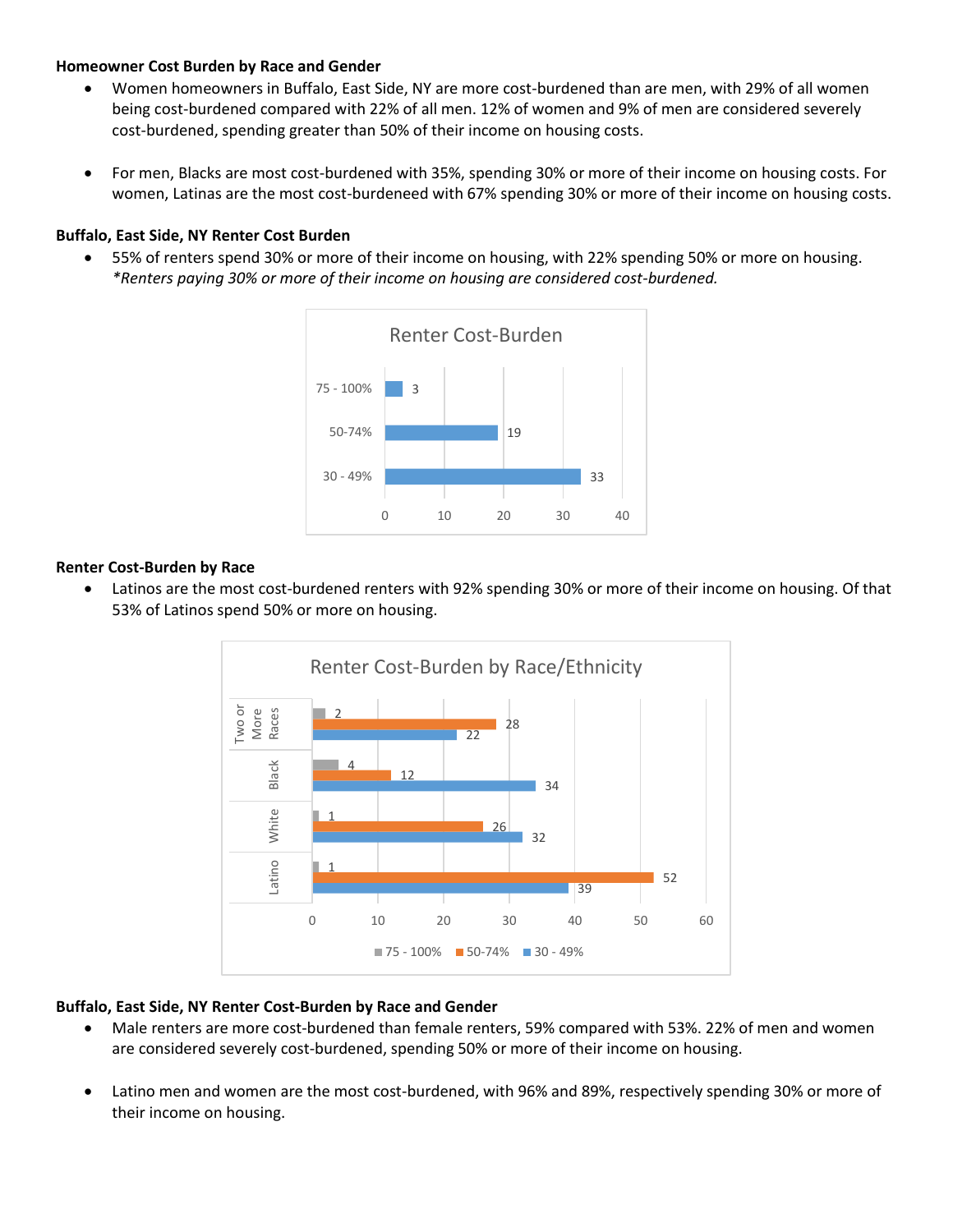**Homeowner Cost Burden by Race and Gender**

- Women homeowners in Buffalo, East Side, NY are more cost-burdened than are men, with 29% of all women being cost-burdened compared with 22% of all men. 12% of women and 9% of men are considered severely cost-burdened, spending greater than 50% of their income on housing costs.

- For men, Blacks are most cost-burdened with 35%, spending 30% or more of their income on housing costs. For women, Latinas are the most cost-burdeneed with 67% spending 30% or more of their income on housing costs.

**Buffalo, East Side, NY Renter Cost Burden**

- 55% of renters spend 30% or more of their income on housing, with 22% spending 50% or more on housing. *\*Renters paying 30% or more of their income on housing are considered cost-burdened.*

Renter Cost-Burden

75 - 100%
50-74%
30 - 49%
3
19
33
0
10
20
30
40

**Renter Cost-Burden by Race**

- Latinos are the most cost-burdened renters with 92% spending 30% or more of their income on housing. Of that 53% of Latinos spend 50% or more on housing.

Renter Cost-Burden by Race/Ethnicity

Two or More Races
Black
White
Latino
2
28
22
4
12
34
1
26
32
1
52
39
0
10
20
30
40
50
60
75 - 100%
50-74%
30 - 49%

**Buffalo, East Side, NY Renter Cost-Burden by Race and Gender**

- Male renters are more cost-burdened than female renters, 59% compared with 53%. 22% of men and women are considered severely cost-burdened, spending 50% or more of their income on housing.

- Latino men and women are the most cost-burdened, with 96% and 89%, respectively spending 30% or more of their income on housing.